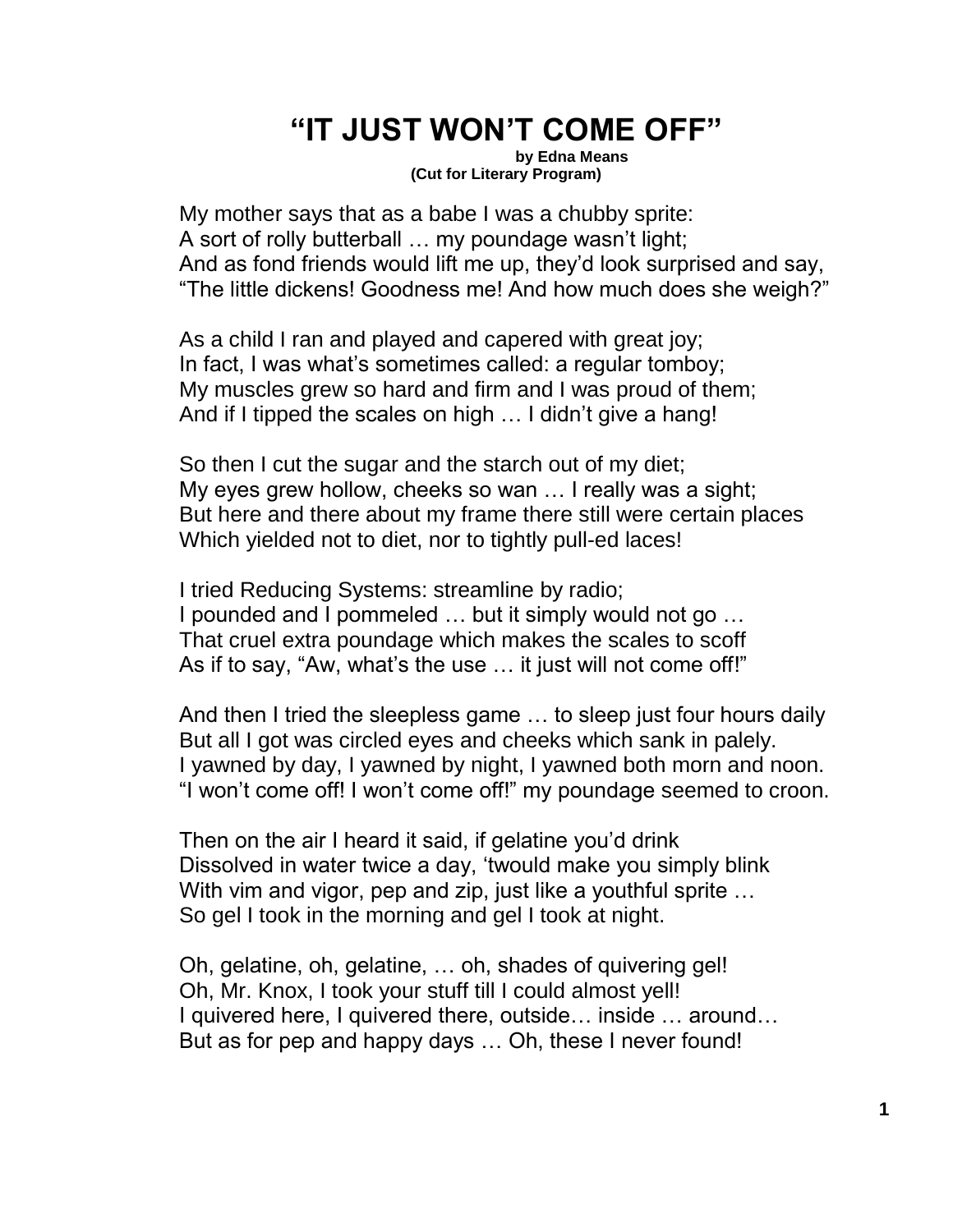# "IT JUST WON'T COME OFF"

**by Edna Means**
**(Cut for Literary Program)**

My mother says that as a babe I was a chubby sprite:
A sort of rolly butterball … my poundage wasn't light;
And as fond friends would lift me up, they'd look surprised and say,
"The little dickens! Goodness me! And how much does she weigh?"

As a child I ran and played and capered with great joy;
In fact, I was what's sometimes called: a regular tomboy;
My muscles grew so hard and firm and I was proud of them;
And if I tipped the scales on high … I didn't give a hang!

So then I cut the sugar and the starch out of my diet;
My eyes grew hollow, cheeks so wan … I really was a sight;
But here and there about my frame there still were certain places
Which yielded not to diet, nor to tightly pull-ed laces!

I tried Reducing Systems: streamline by radio;
I pounded and I pommeled … but it simply would not go …
That cruel extra poundage which makes the scales to scoff
As if to say, "Aw, what's the use … it just will not come off!"

And then I tried the sleepless game … to sleep just four hours daily
But all I got was circled eyes and cheeks which sank in palely.
I yawned by day, I yawned by night, I yawned both morn and noon.
"I won't come off! I won't come off!" my poundage seemed to croon.

Then on the air I heard it said, if gelatine you'd drink
Dissolved in water twice a day, 'twould make you simply blink
With vim and vigor, pep and zip, just like a youthful sprite …
So gel I took in the morning and gel I took at night.

Oh, gelatine, oh, gelatine, … oh, shades of quivering gel!
Oh, Mr. Knox, I took your stuff till I could almost yell!
I quivered here, I quivered there, outside… inside … around…
But as for pep and happy days … Oh, these I never found!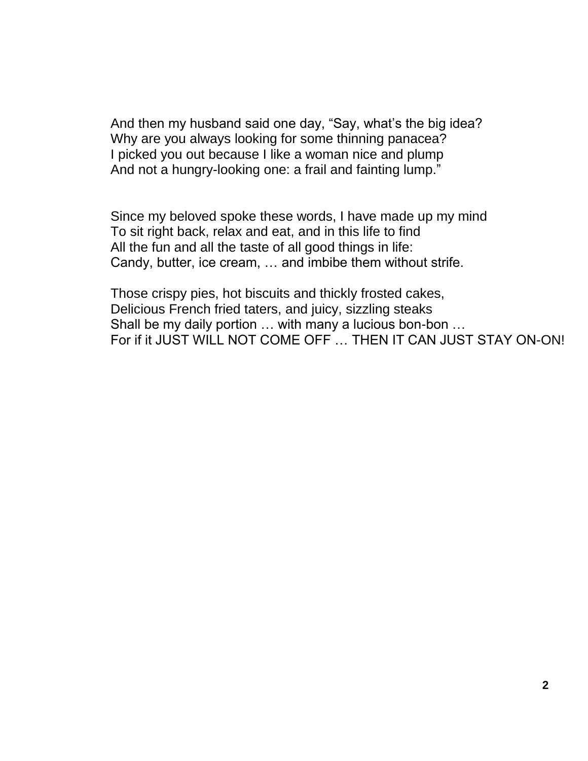And then my husband said one day, "Say, what's the big idea?
Why are you always looking for some thinning panacea?
I picked you out because I like a woman nice and plump
And not a hungry-looking one: a frail and fainting lump."

Since my beloved spoke these words, I have made up my mind
To sit right back, relax and eat, and in this life to find
All the fun and all the taste of all good things in life:
Candy, butter, ice cream, … and imbibe them without strife.

Those crispy pies, hot biscuits and thickly frosted cakes,
Delicious French fried taters, and juicy, sizzling steaks
Shall be my daily portion … with many a lucious bon-bon …
For if it JUST WILL NOT COME OFF … THEN IT CAN JUST STAY ON-ON!